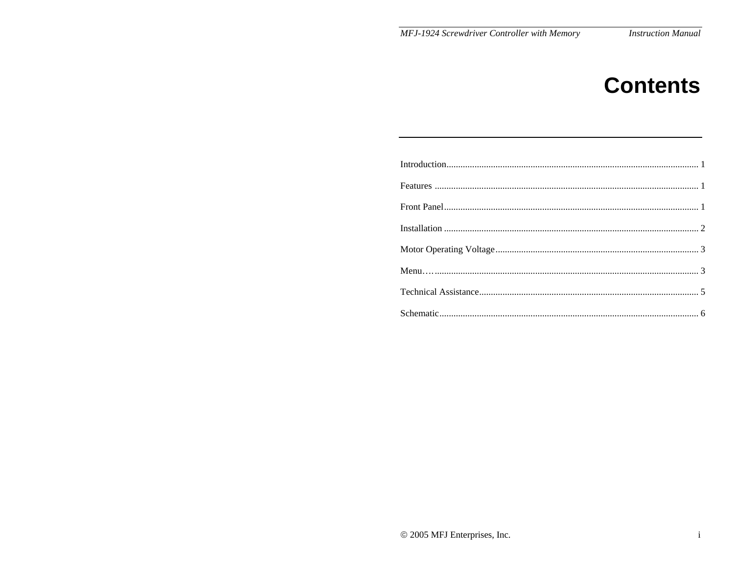# Contents

Introduction........................................................................................................... 1

Features ................................................................................................................ 1

Front Panel............................................................................................................ 1

Installation ............................................................................................................ 2

Motor Operating Voltage...................................................................................... 3

Menu….................................................................................................................. 3

Technical Assistance............................................................................................. 5

Schematic.............................................................................................................. 6

© 2005 MFJ Enterprises, Inc.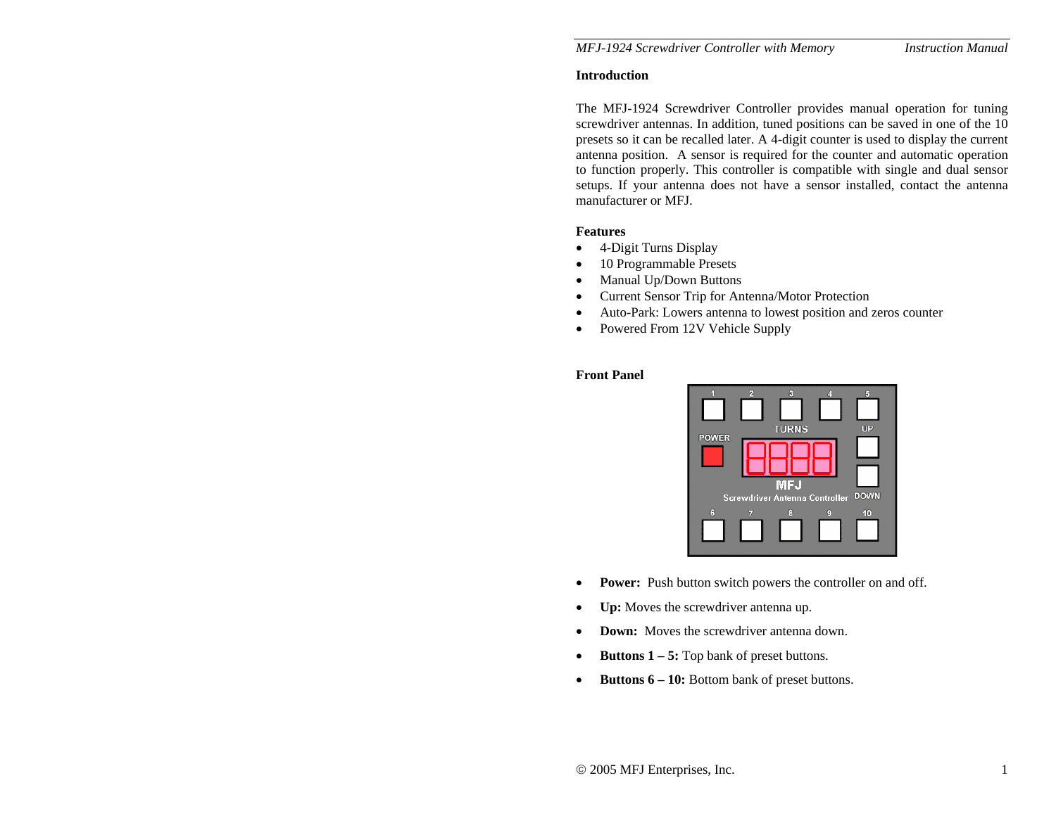## Introduction

The MFJ-1924 Screwdriver Controller provides manual operation for tuning screwdriver antennas. In addition, tuned positions can be saved in one of the 10 presets so it can be recalled later. A 4-digit counter is used to display the current antenna position. A sensor is required for the counter and automatic operation to function properly. This controller is compatible with single and dual sensor setups. If your antenna does not have a sensor installed, contact the antenna manufacturer or MFJ.

### Features

- 4-Digit Turns Display
- 10 Programmable Presets
- Manual Up/Down Buttons
- Current Sensor Trip for Antenna/Motor Protection
- Auto-Park: Lowers antenna to lowest position and zeros counter
- Powered From 12V Vehicle Supply

### Front Panel

- **Power:** Push button switch powers the controller on and off.
- **Up:** Moves the screwdriver antenna up.
- **Down:** Moves the screwdriver antenna down.
- **Buttons 1 – 5:** Top bank of preset buttons.
- **Buttons 6 – 10:** Bottom bank of preset buttons.

© 2005 MFJ Enterprises, Inc.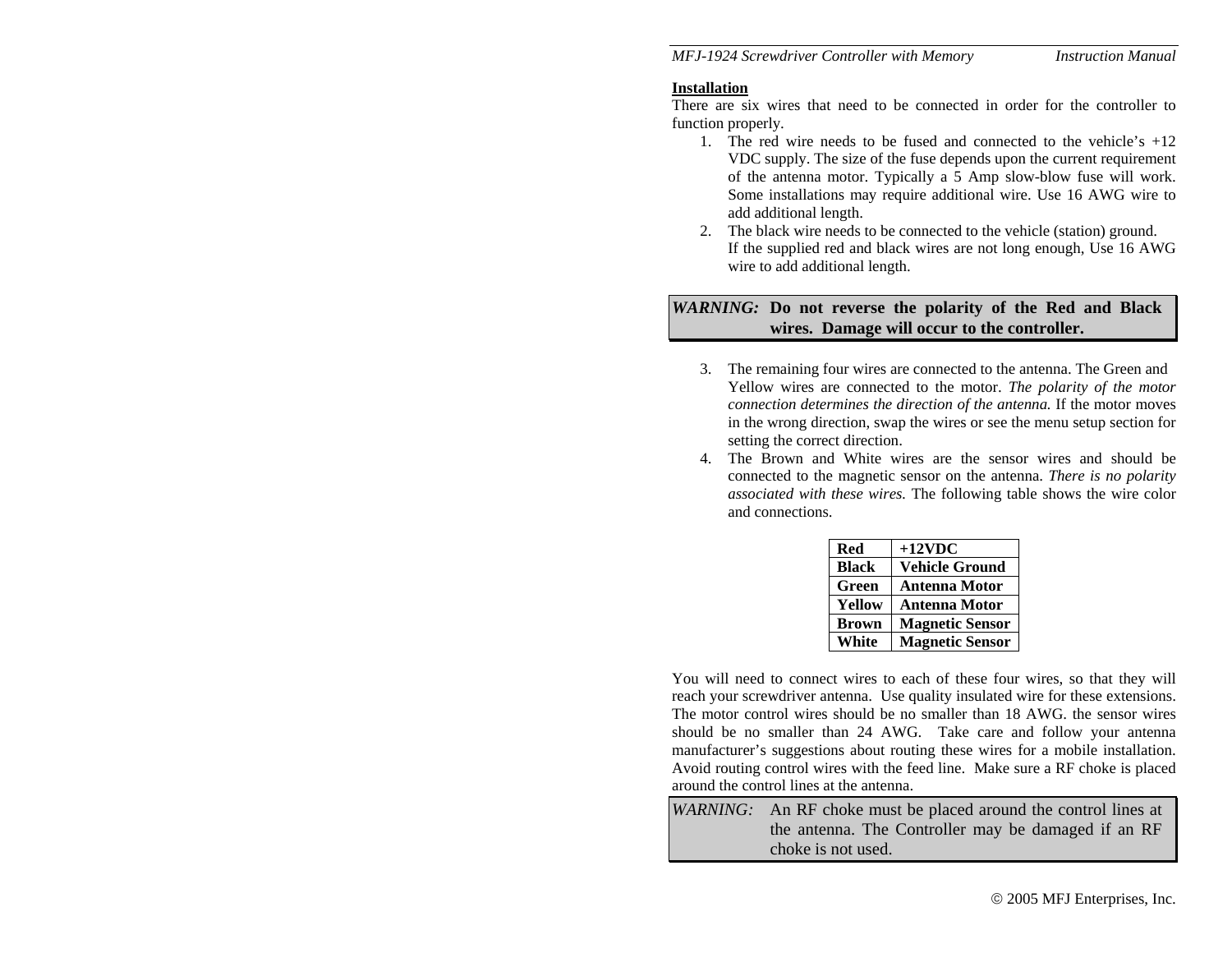## Installation

There are six wires that need to be connected in order for the controller to function properly.

1. The red wire needs to be fused and connected to the vehicle's +12 VDC supply. The size of the fuse depends upon the current requirement of the antenna motor. Typically a 5 Amp slow-blow fuse will work. Some installations may require additional wire. Use 16 AWG wire to add additional length.
2. The black wire needs to be connected to the vehicle (station) ground. If the supplied red and black wires are not long enough, Use 16 AWG wire to add additional length.

> *WARNING:* **Do not reverse the polarity of the Red and Black wires. Damage will occur to the controller.**

3. The remaining four wires are connected to the antenna. The Green and Yellow wires are connected to the motor. *The polarity of the motor connection determines the direction of the antenna.* If the motor moves in the wrong direction, swap the wires or see the menu setup section for setting the correct direction.
4. The Brown and White wires are the sensor wires and should be connected to the magnetic sensor on the antenna. *There is no polarity associated with these wires.* The following table shows the wire color and connections.

| Red | +12VDC |
|---|---|
| Black | Vehicle Ground |
| Green | Antenna Motor |
| Yellow | Antenna Motor |
| Brown | Magnetic Sensor |
| White | Magnetic Sensor |

You will need to connect wires to each of these four wires, so that they will reach your screwdriver antenna. Use quality insulated wire for these extensions. The motor control wires should be no smaller than 18 AWG. the sensor wires should be no smaller than 24 AWG. Take care and follow your antenna manufacturer's suggestions about routing these wires for a mobile installation. Avoid routing control wires with the feed line. Make sure a RF choke is placed around the control lines at the antenna.

> *WARNING:* An RF choke must be placed around the control lines at the antenna. The Controller may be damaged if an RF choke is not used.

© 2005 MFJ Enterprises, Inc.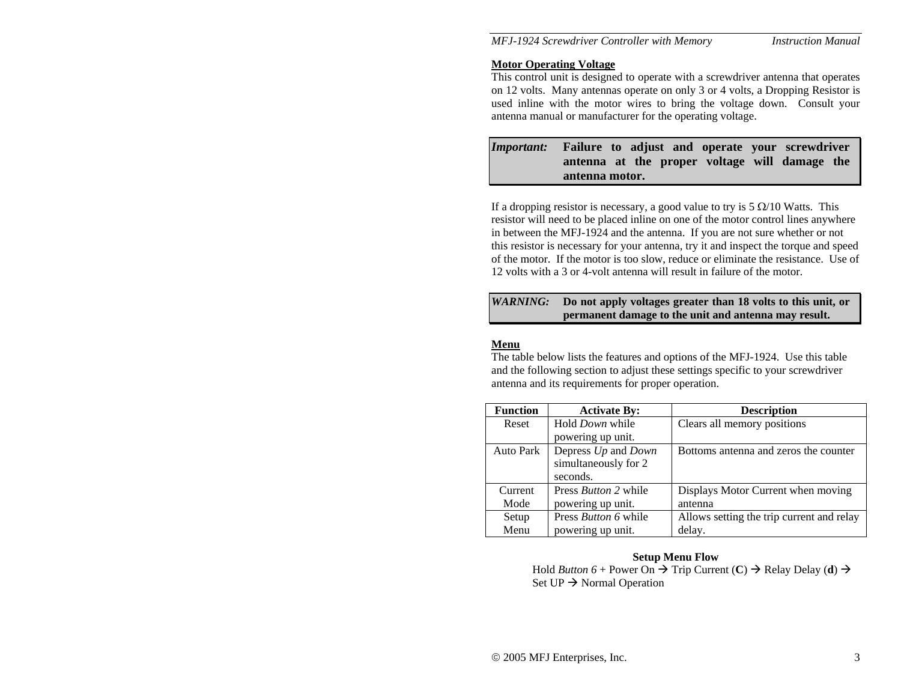**Motor Operating Voltage**

This control unit is designed to operate with a screwdriver antenna that operates on 12 volts. Many antennas operate on only 3 or 4 volts, a Dropping Resistor is used inline with the motor wires to bring the voltage down. Consult your antenna manual or manufacturer for the operating voltage.

| *Important:* | **Failure to adjust and operate your screwdriver antenna at the proper voltage will damage the antenna motor.** |
|---|---|

If a dropping resistor is necessary, a good value to try is 5 Ω/10 Watts. This resistor will need to be placed inline on one of the motor control lines anywhere in between the MFJ-1924 and the antenna. If you are not sure whether or not this resistor is necessary for your antenna, try it and inspect the torque and speed of the motor. If the motor is too slow, reduce or eliminate the resistance. Use of 12 volts with a 3 or 4-volt antenna will result in failure of the motor.

| *WARNING:* | **Do not apply voltages greater than 18 volts to this unit, or permanent damage to the unit and antenna may result.** |
|---|---|

**Menu**

The table below lists the features and options of the MFJ-1924. Use this table and the following section to adjust these settings specific to your screwdriver antenna and its requirements for proper operation.

| Function | Activate By: | Description |
|---|---|---|
| Reset | Hold *Down* while powering up unit. | Clears all memory positions |
| Auto Park | Depress *Up* and *Down* simultaneously for 2 seconds. | Bottoms antenna and zeros the counter |
| Current Mode | Press *Button 2* while powering up unit. | Displays Motor Current when moving antenna |
| Setup Menu | Press *Button 6* while powering up unit. | Allows setting the trip current and relay delay. |

**Setup Menu Flow**

Hold *Button 6* + Power On → Trip Current (**C**) → Relay Delay (**d**) → Set UP → Normal Operation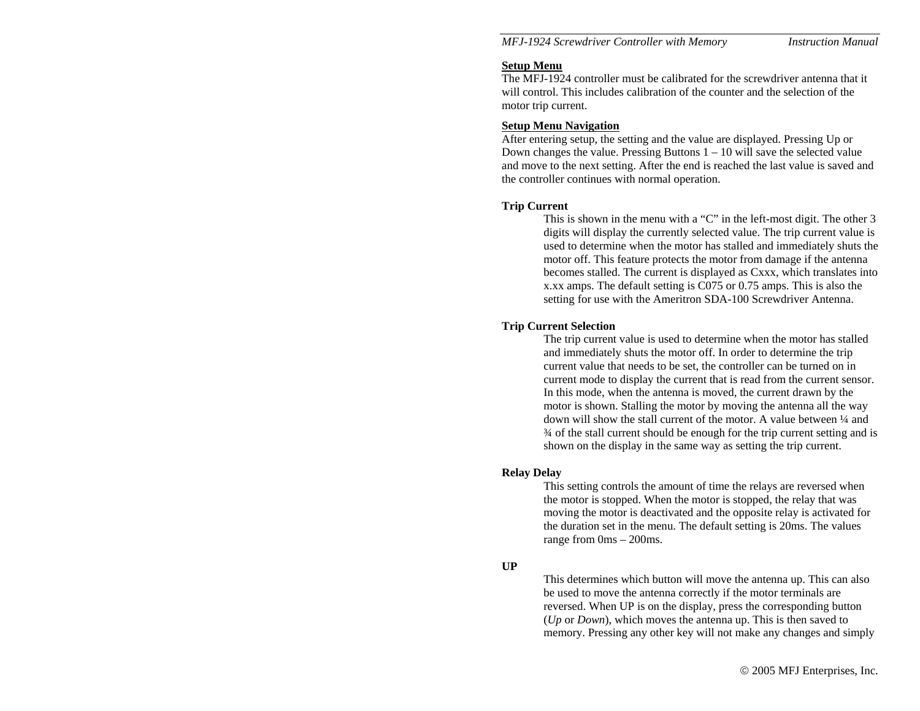## Setup Menu

The MFJ-1924 controller must be calibrated for the screwdriver antenna that it will control. This includes calibration of the counter and the selection of the motor trip current.

## Setup Menu Navigation

After entering setup, the setting and the value are displayed. Pressing Up or Down changes the value. Pressing Buttons 1 – 10 will save the selected value and move to the next setting. After the end is reached the last value is saved and the controller continues with normal operation.

**Trip Current**

This is shown in the menu with a "C" in the left-most digit. The other 3 digits will display the currently selected value. The trip current value is used to determine when the motor has stalled and immediately shuts the motor off. This feature protects the motor from damage if the antenna becomes stalled. The current is displayed as Cxxx, which translates into x.xx amps. The default setting is C075 or 0.75 amps. This is also the setting for use with the Ameritron SDA-100 Screwdriver Antenna.

**Trip Current Selection**

The trip current value is used to determine when the motor has stalled and immediately shuts the motor off. In order to determine the trip current value that needs to be set, the controller can be turned on in current mode to display the current that is read from the current sensor. In this mode, when the antenna is moved, the current drawn by the motor is shown. Stalling the motor by moving the antenna all the way down will show the stall current of the motor. A value between ¼ and ¾ of the stall current should be enough for the trip current setting and is shown on the display in the same way as setting the trip current.

**Relay Delay**

This setting controls the amount of time the relays are reversed when the motor is stopped. When the motor is stopped, the relay that was moving the motor is deactivated and the opposite relay is activated for the duration set in the menu. The default setting is 20ms. The values range from 0ms – 200ms.

**UP**

This determines which button will move the antenna up. This can also be used to move the antenna correctly if the motor terminals are reversed. When UP is on the display, press the corresponding button (*Up* or *Down*), which moves the antenna up. This is then saved to memory. Pressing any other key will not make any changes and simply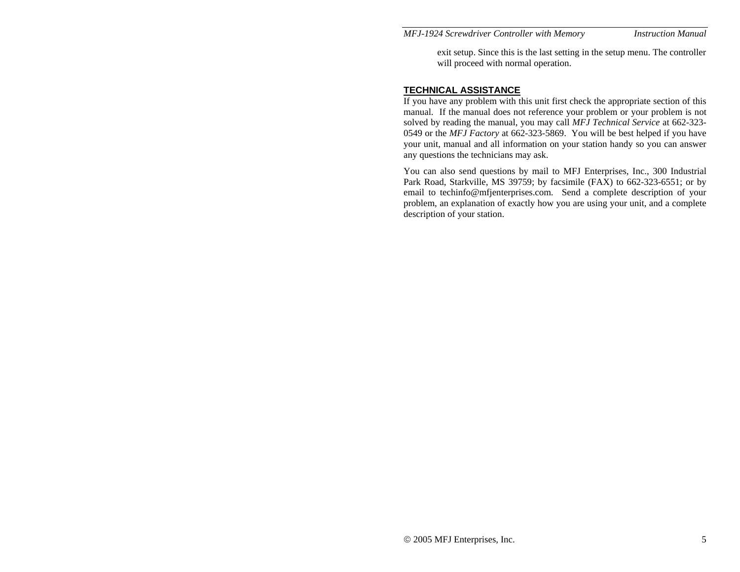exit setup. Since this is the last setting in the setup menu. The controller will proceed with normal operation.

## TECHNICAL ASSISTANCE

If you have any problem with this unit first check the appropriate section of this manual. If the manual does not reference your problem or your problem is not solved by reading the manual, you may call *MFJ Technical Service* at 662-323-0549 or the *MFJ Factory* at 662-323-5869. You will be best helped if you have your unit, manual and all information on your station handy so you can answer any questions the technicians may ask.

You can also send questions by mail to MFJ Enterprises, Inc., 300 Industrial Park Road, Starkville, MS 39759; by facsimile (FAX) to 662-323-6551; or by email to techinfo@mfjenterprises.com. Send a complete description of your problem, an explanation of exactly how you are using your unit, and a complete description of your station.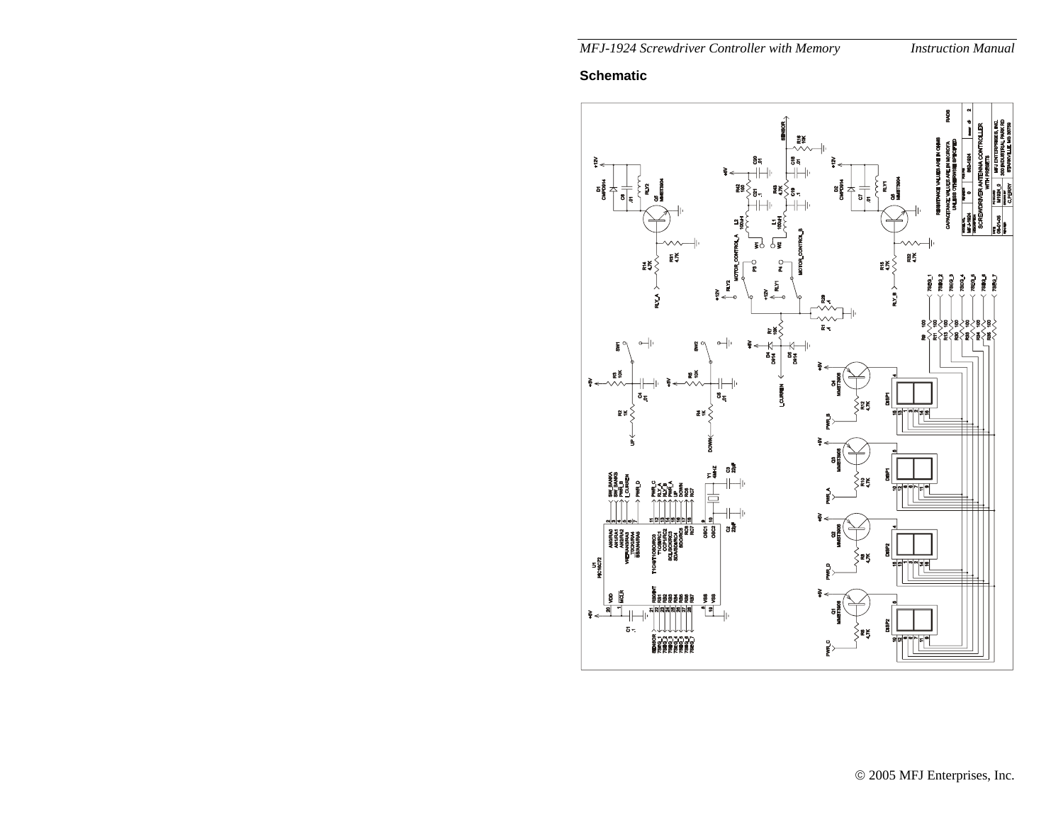## Schematic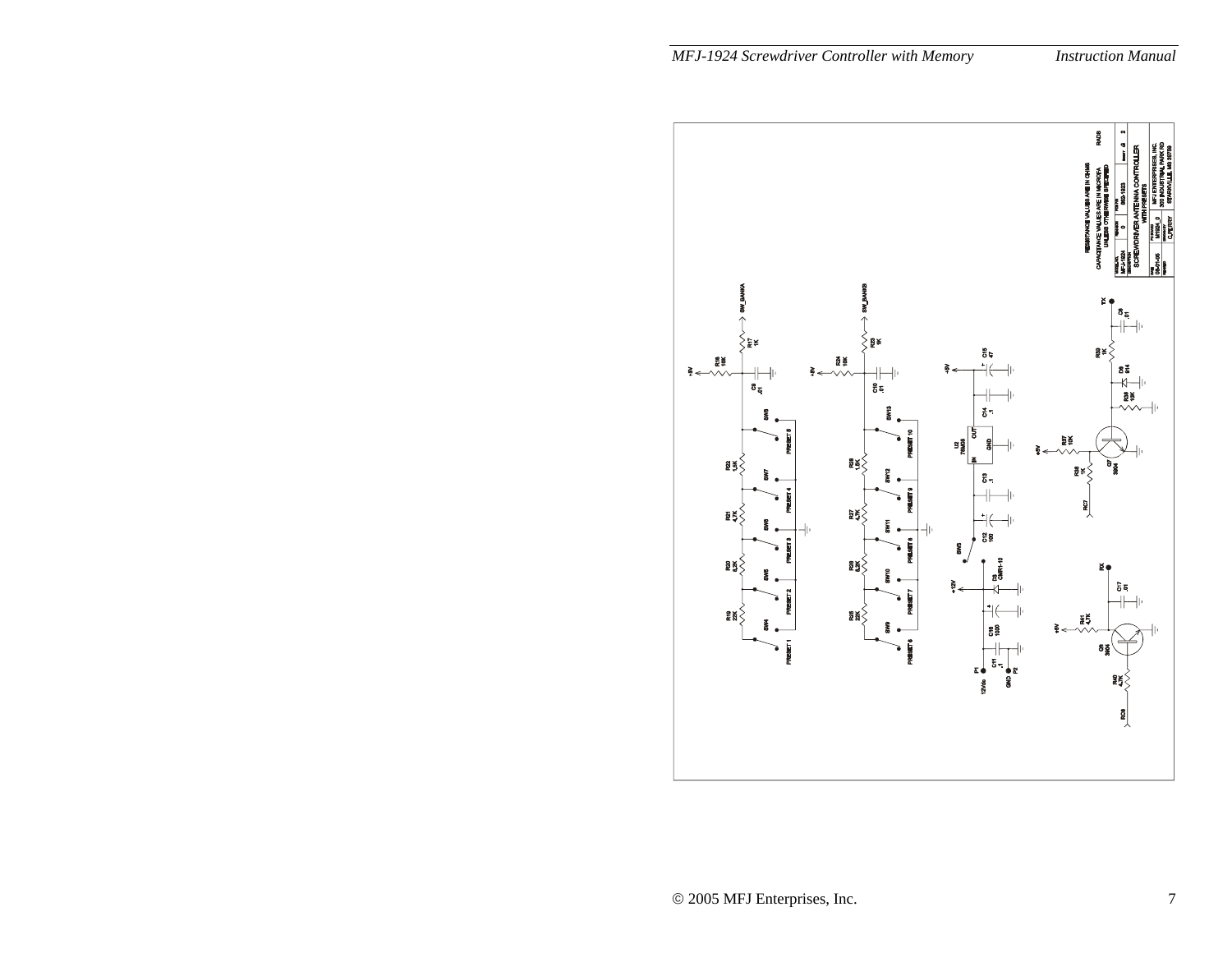RESISTANCE VALUES ARE IN OHMS

CAPACITANCE VALUES ARE IN MICROFARADS

UNLESS OTHERWISE SPECIFIED

SCREWDRIVER ANTENNA CONTROLLER WITH PRESETS

MFJ ENTERPRISES, INC.

300 INDUSTRIAL PARK RD

STARKVILLE, MS 39759

MFJ-1924

SHEET 2 OF 2

C.PERRY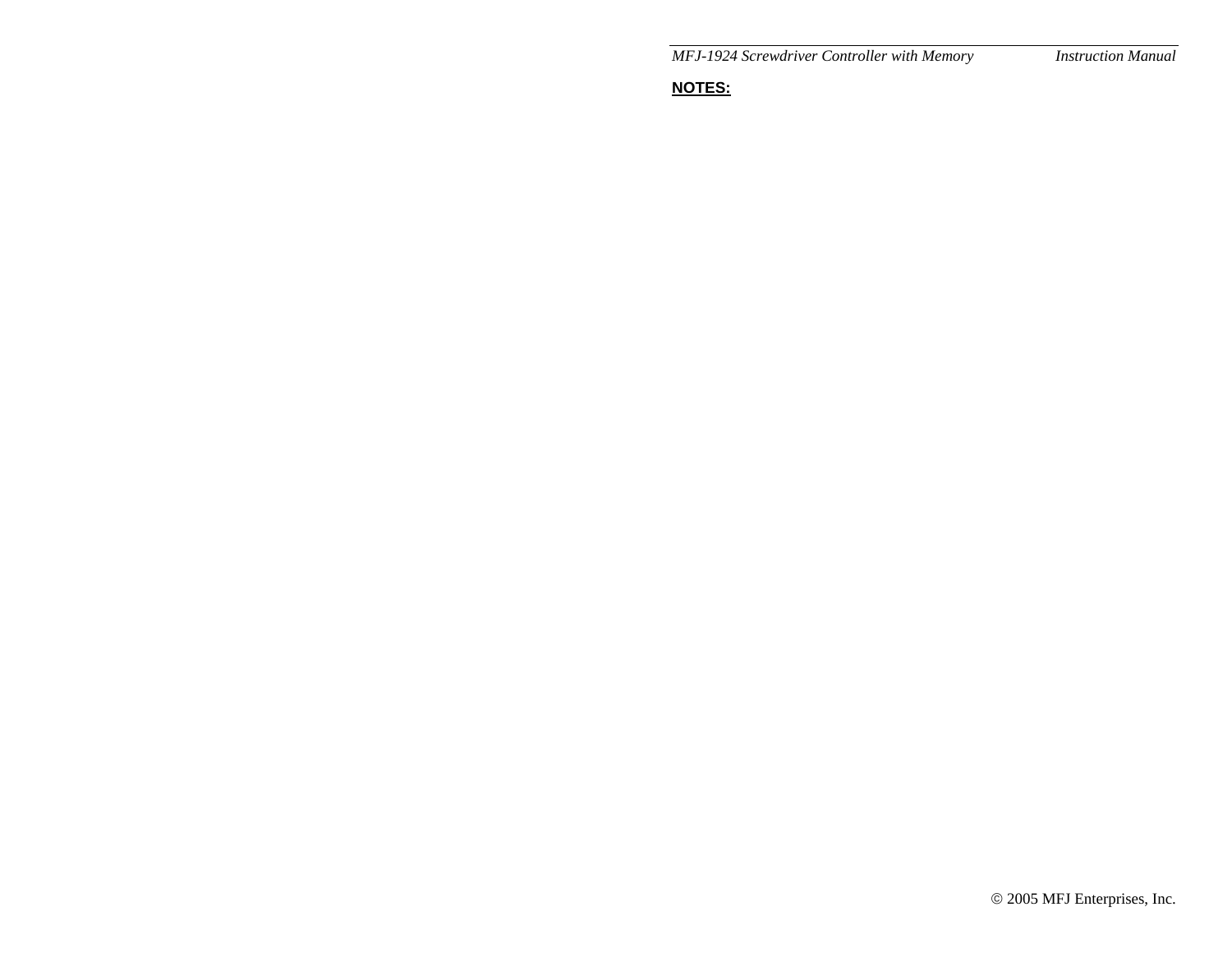**NOTES:**

© 2005 MFJ Enterprises, Inc.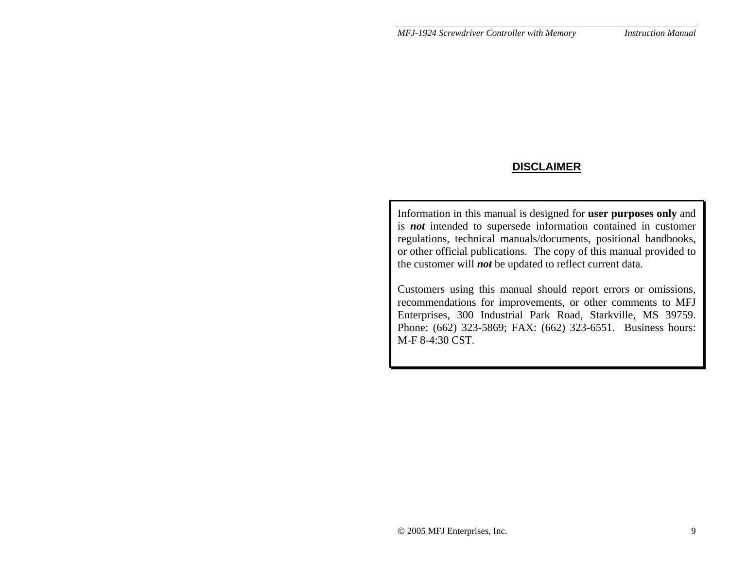## DISCLAIMER

Information in this manual is designed for **user purposes only** and is ***not*** intended to supersede information contained in customer regulations, technical manuals/documents, positional handbooks, or other official publications. The copy of this manual provided to the customer will ***not*** be updated to reflect current data.

Customers using this manual should report errors or omissions, recommendations for improvements, or other comments to MFJ Enterprises, 300 Industrial Park Road, Starkville, MS 39759. Phone: (662) 323-5869; FAX: (662) 323-6551. Business hours: M-F 8-4:30 CST.